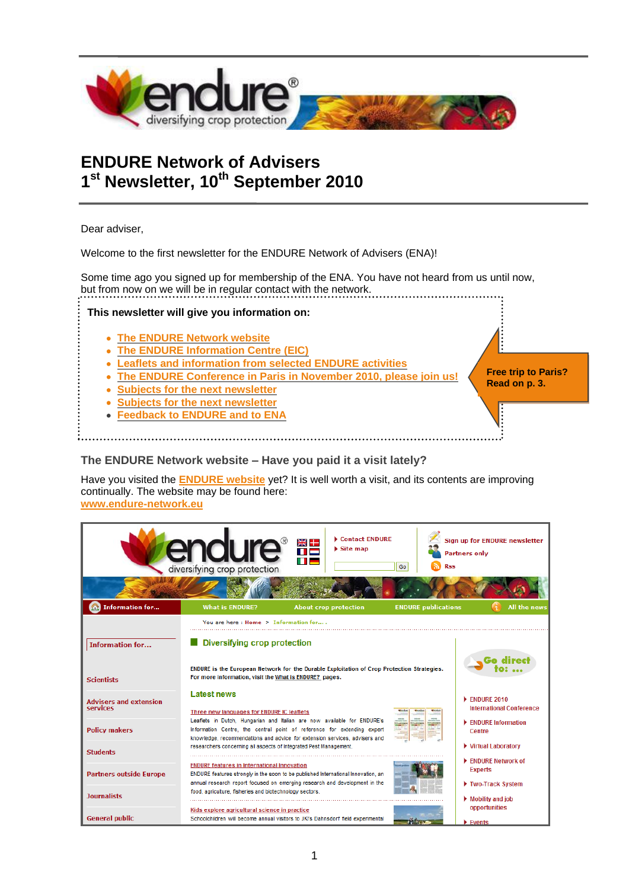# ENDURE Network of Advisers

# 1st Newsletter, 10th September 2010

Dear adviser,

Welcome to the first newsletter for the ENDURE Network of Advisers (ENA)!

Some time ago you signed up for membership of the ENA. You have not heard from us until now, but from now on we will be in regular contact with the network.

**This newsletter will give you information on:**

- The ENDURE Network website
- The ENDURE Information Centre (EIC)
- Leaflets and information from selected ENDURE activities
- The ENDURE Conference in Paris in November 2010, please join us!
- Subjects for the next newsletter
- Subjects for the next newsletter
- Feedback to ENDURE and to ENA

**Free trip to Paris? Read on p. 3.**

## The ENDURE Network website – Have you paid it a visit lately?

Have you visited the ENDURE website yet? It is well worth a visit, and its contents are improving continually. The website may be found here: www.endure-network.eu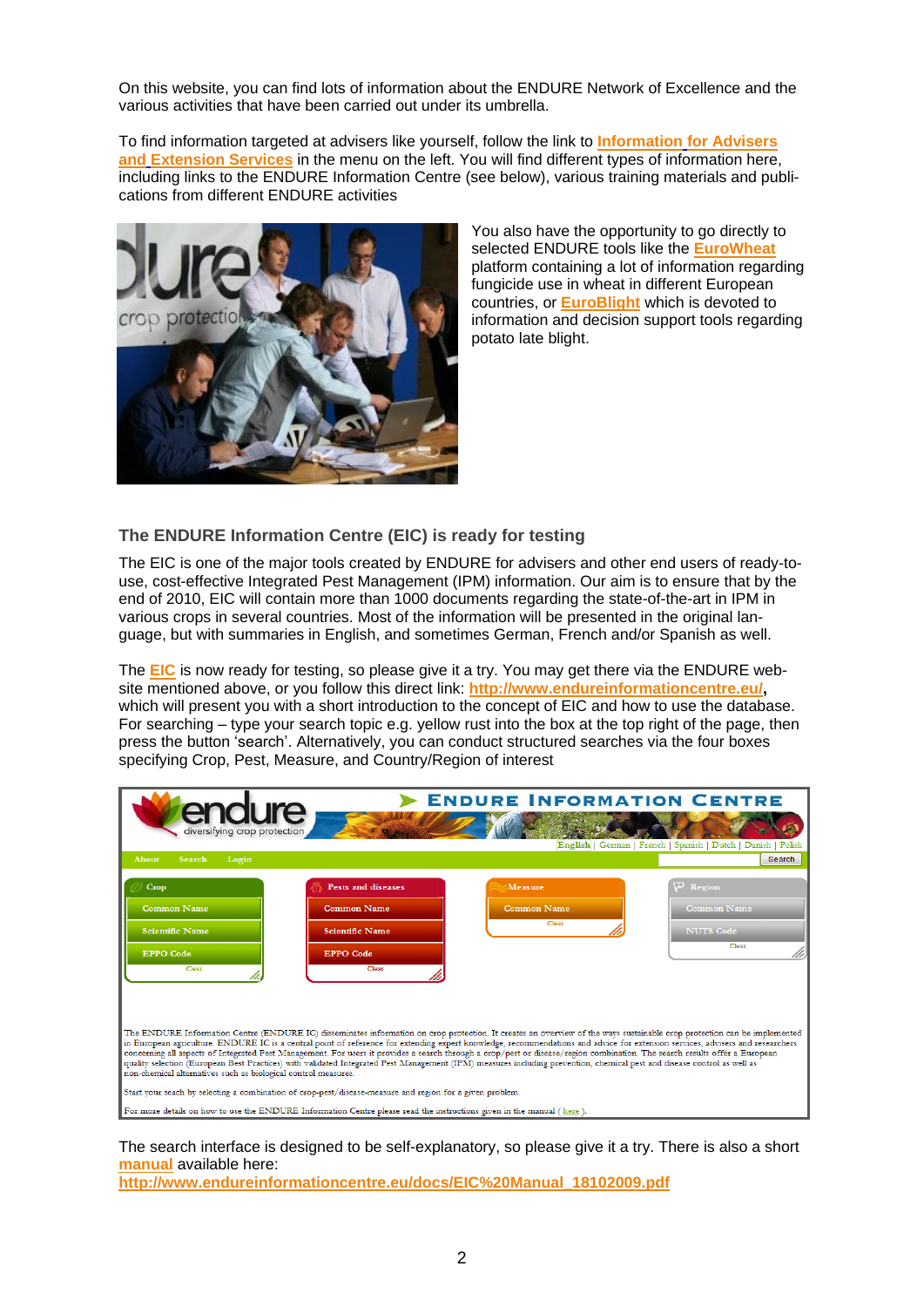On this website, you can find lots of information about the ENDURE Network of Excellence and the various activities that have been carried out under its umbrella.

To find information targeted at advisers like yourself, follow the link to **Information for Advisers and Extension Services** in the menu on the left. You will find different types of information here, including links to the ENDURE Information Centre (see below), various training materials and publications from different ENDURE activities

You also have the opportunity to go directly to selected ENDURE tools like the **EuroWheat** platform containing a lot of information regarding fungicide use in wheat in different European countries, or **EuroBlight** which is devoted to information and decision support tools regarding potato late blight.

### The ENDURE Information Centre (EIC) is ready for testing

The EIC is one of the major tools created by ENDURE for advisers and other end users of ready-to-use, cost-effective Integrated Pest Management (IPM) information. Our aim is to ensure that by the end of 2010, EIC will contain more than 1000 documents regarding the state-of-the-art in IPM in various crops in several countries. Most of the information will be presented in the original language, but with summaries in English, and sometimes German, French and/or Spanish as well.

The **EIC** is now ready for testing, so please give it a try. You may get there via the ENDURE website mentioned above, or you follow this direct link: **http://www.endureinformationcentre.eu/**, which will present you with a short introduction to the concept of EIC and how to use the database. For searching – type your search topic e.g. yellow rust into the box at the top right of the page, then press the button 'search'. Alternatively, you can conduct structured searches via the four boxes specifying Crop, Pest, Measure, and Country/Region of interest

The search interface is designed to be self-explanatory, so please give it a try. There is also a short **manual** available here:
**http://www.endureinformationcentre.eu/docs/EIC%20Manual_18102009.pdf**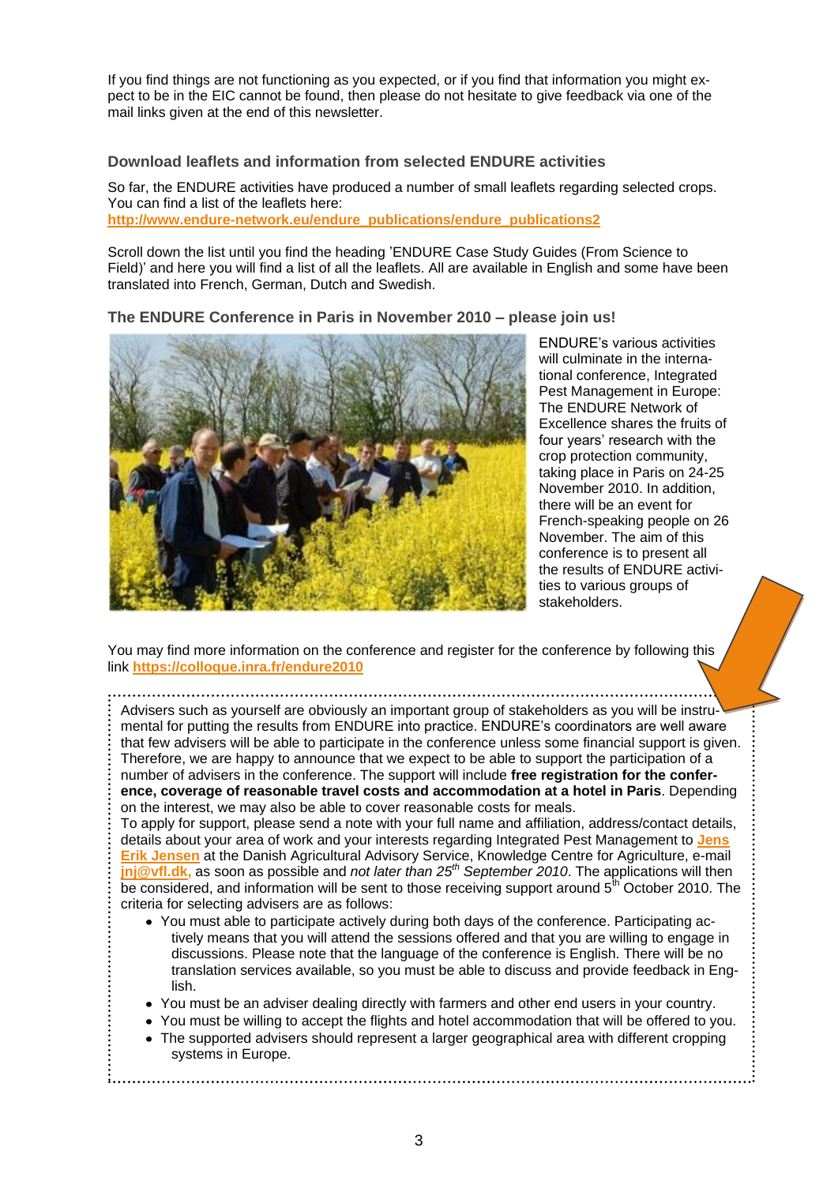If you find things are not functioning as you expected, or if you find that information you might expect to be in the EIC cannot be found, then please do not hesitate to give feedback via one of the mail links given at the end of this newsletter.

### Download leaflets and information from selected ENDURE activities

So far, the ENDURE activities have produced a number of small leaflets regarding selected crops. You can find a list of the leaflets here:
**http://www.endure-network.eu/endure_publications/endure_publications2**

Scroll down the list until you find the heading 'ENDURE Case Study Guides (From Science to Field)' and here you will find a list of all the leaflets. All are available in English and some have been translated into French, German, Dutch and Swedish.

### The ENDURE Conference in Paris in November 2010 – please join us!

ENDURE's various activities will culminate in the international conference, Integrated Pest Management in Europe: The ENDURE Network of Excellence shares the fruits of four years' research with the crop protection community, taking place in Paris on 24-25 November 2010. In addition, there will be an event for French-speaking people on 26 November. The aim of this conference is to present all the results of ENDURE activities to various groups of stakeholders.

You may find more information on the conference and register for the conference by following this link **https://colloque.inra.fr/endure2010**

Advisers such as yourself are obviously an important group of stakeholders as you will be instrumental for putting the results from ENDURE into practice. ENDURE's coordinators are well aware that few advisers will be able to participate in the conference unless some financial support is given. Therefore, we are happy to announce that we expect to be able to support the participation of a number of advisers in the conference. The support will include **free registration for the conference, coverage of reasonable travel costs and accommodation at a hotel in Paris**. Depending on the interest, we may also be able to cover reasonable costs for meals.

To apply for support, please send a note with your full name and affiliation, address/contact details, details about your area of work and your interests regarding Integrated Pest Management to **Jens Erik Jensen** at the Danish Agricultural Advisory Service, Knowledge Centre for Agriculture, e-mail **jnj@vfl.dk**, as soon as possible and *not later than 25th September 2010*. The applications will then be considered, and information will be sent to those receiving support around 5th October 2010. The criteria for selecting advisers are as follows:

- You must able to participate actively during both days of the conference. Participating actively means that you will attend the sessions offered and that you are willing to engage in discussions. Please note that the language of the conference is English. There will be no translation services available, so you must be able to discuss and provide feedback in English.
- You must be an adviser dealing directly with farmers and other end users in your country.
- You must be willing to accept the flights and hotel accommodation that will be offered to you.
- The supported advisers should represent a larger geographical area with different cropping systems in Europe.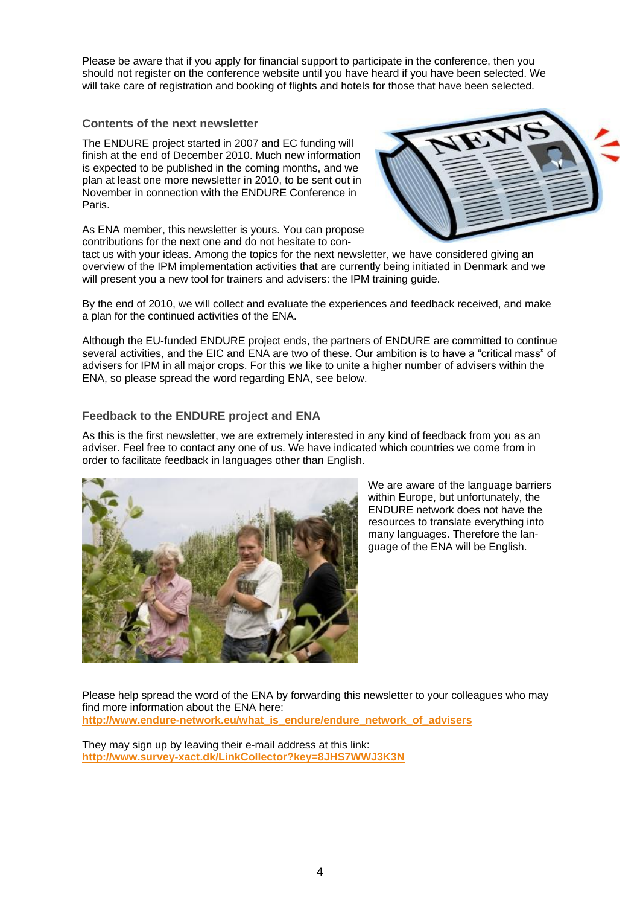Please be aware that if you apply for financial support to participate in the conference, then you should not register on the conference website until you have heard if you have been selected. We will take care of registration and booking of flights and hotels for those that have been selected.

### Contents of the next newsletter

The ENDURE project started in 2007 and EC funding will finish at the end of December 2010. Much new information is expected to be published in the coming months, and we plan at least one more newsletter in 2010, to be sent out in November in connection with the ENDURE Conference in Paris.

As ENA member, this newsletter is yours. You can propose contributions for the next one and do not hesitate to contact us with your ideas. Among the topics for the next newsletter, we have considered giving an overview of the IPM implementation activities that are currently being initiated in Denmark and we will present you a new tool for trainers and advisers: the IPM training guide.

By the end of 2010, we will collect and evaluate the experiences and feedback received, and make a plan for the continued activities of the ENA.

Although the EU-funded ENDURE project ends, the partners of ENDURE are committed to continue several activities, and the EIC and ENA are two of these. Our ambition is to have a “critical mass” of advisers for IPM in all major crops. For this we like to unite a higher number of advisers within the ENA, so please spread the word regarding ENA, see below.

### Feedback to the ENDURE project and ENA

As this is the first newsletter, we are extremely interested in any kind of feedback from you as an adviser. Feel free to contact any one of us. We have indicated which countries we come from in order to facilitate feedback in languages other than English.

We are aware of the language barriers within Europe, but unfortunately, the ENDURE network does not have the resources to translate everything into many languages. Therefore the language of the ENA will be English.

Please help spread the word of the ENA by forwarding this newsletter to your colleagues who may find more information about the ENA here:
**http://www.endure-network.eu/what_is_endure/endure_network_of_advisers**

They may sign up by leaving their e-mail address at this link:
**http://www.survey-xact.dk/LinkCollector?key=8JHS7WWJ3K3N**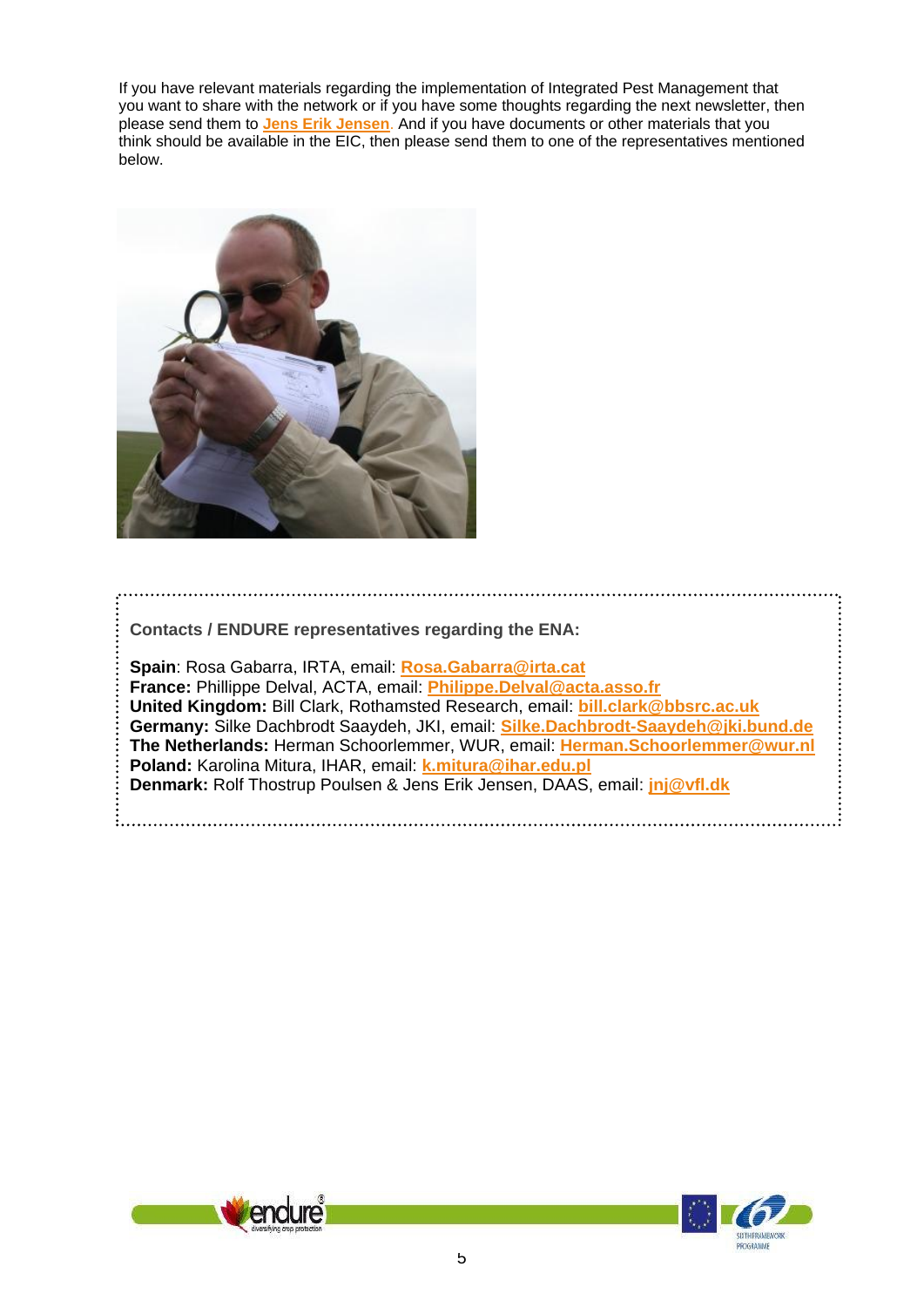If you have relevant materials regarding the implementation of Integrated Pest Management that you want to share with the network or if you have some thoughts regarding the next newsletter, then please send them to **Jens Erik Jensen**. And if you have documents or other materials that you think should be available in the EIC, then please send them to one of the representatives mentioned below.

**Contacts / ENDURE representatives regarding the ENA:**

**Spain**: Rosa Gabarra, IRTA, email: **Rosa.Gabarra@irta.cat**
**France:** Phillippe Delval, ACTA, email: **Philippe.Delval@acta.asso.fr**
**United Kingdom:** Bill Clark, Rothamsted Research, email: **bill.clark@bbsrc.ac.uk**
**Germany:** Silke Dachbrodt Saaydeh, JKI, email: **Silke.Dachbrodt-Saaydeh@jki.bund.de**
**The Netherlands:** Herman Schoorlemmer, WUR, email: **Herman.Schoorlemmer@wur.nl**
**Poland:** Karolina Mitura, IHAR, email: **k.mitura@ihar.edu.pl**
**Denmark:** Rolf Thostrup Poulsen & Jens Erik Jensen, DAAS, email: **jnj@vfl.dk**